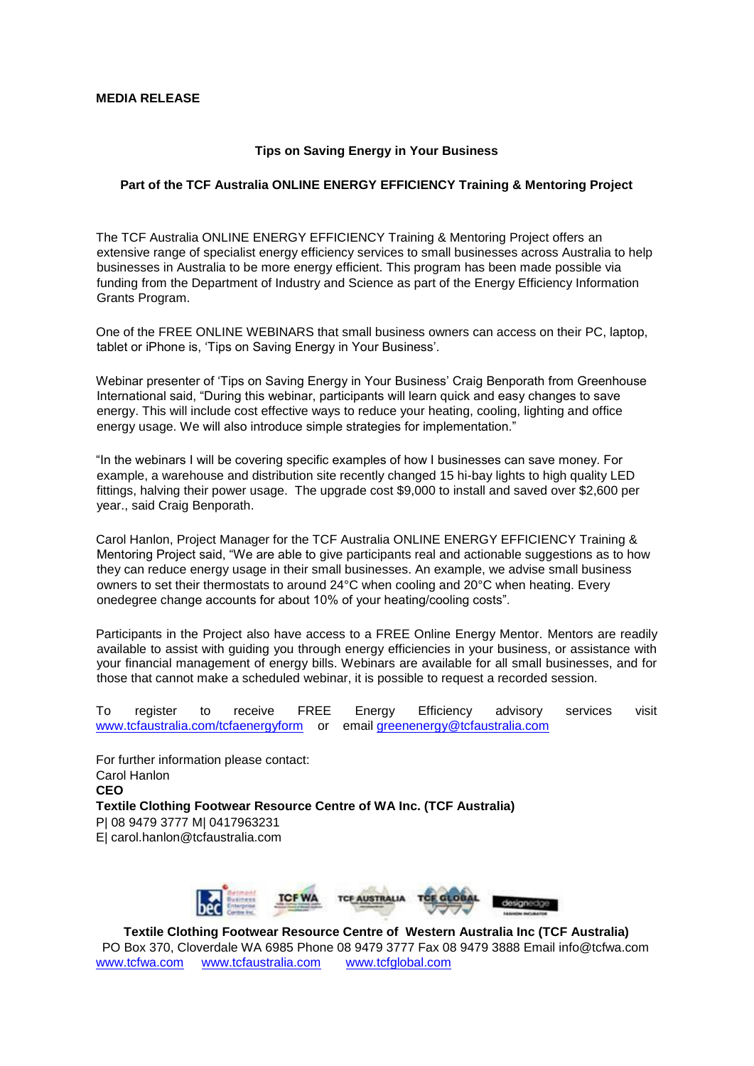**MEDIA RELEASE**

**Tips on Saving Energy in Your Business**

**Part of the TCF Australia ONLINE ENERGY EFFICIENCY Training & Mentoring Project**

The TCF Australia ONLINE ENERGY EFFICIENCY Training & Mentoring Project offers an extensive range of specialist energy efficiency services to small businesses across Australia to help businesses in Australia to be more energy efficient. This program has been made possible via funding from the Department of Industry and Science as part of the Energy Efficiency Information Grants Program.

One of the FREE ONLINE WEBINARS that small business owners can access on their PC, laptop, tablet or iPhone is, 'Tips on Saving Energy in Your Business'.

Webinar presenter of 'Tips on Saving Energy in Your Business' Craig Benporath from Greenhouse International said, "During this webinar, participants will learn quick and easy changes to save energy. This will include cost effective ways to reduce your heating, cooling, lighting and office energy usage. We will also introduce simple strategies for implementation."

"In the webinars I will be covering specific examples of how I businesses can save money. For example, a warehouse and distribution site recently changed 15 hi-bay lights to high quality LED fittings, halving their power usage. The upgrade cost $9,000 to install and saved over $2,600 per year., said Craig Benporath.

Carol Hanlon, Project Manager for the TCF Australia ONLINE ENERGY EFFICIENCY Training & Mentoring Project said, "We are able to give participants real and actionable suggestions as to how they can reduce energy usage in their small businesses. An example, we advise small business owners to set their thermostats to around 24°C when cooling and 20°C when heating. Every onedegree change accounts for about 10% of your heating/cooling costs".

Participants in the Project also have access to a FREE Online Energy Mentor. Mentors are readily available to assist with guiding you through energy efficiencies in your business, or assistance with your financial management of energy bills. Webinars are available for all small businesses, and for those that cannot make a scheduled webinar, it is possible to request a recorded session.

To register to receive FREE Energy Efficiency advisory services visit www.tcfaustralia.com/tcfaenergyform or email greenenergy@tcfaustralia.com

For further information please contact:
Carol Hanlon
**CEO**
**Textile Clothing Footwear Resource Centre of WA Inc. (TCF Australia)**
P| 08 9479 3777 M| 0417963231
E| carol.hanlon@tcfaustralia.com

**Textile Clothing Footwear Resource Centre of Western Australia Inc (TCF Australia)**
PO Box 370, Cloverdale WA 6985 Phone 08 9479 3777 Fax 08 9479 3888 Email info@tcfwa.com
www.tcfwa.com www.tcfaustralia.com www.tcfglobal.com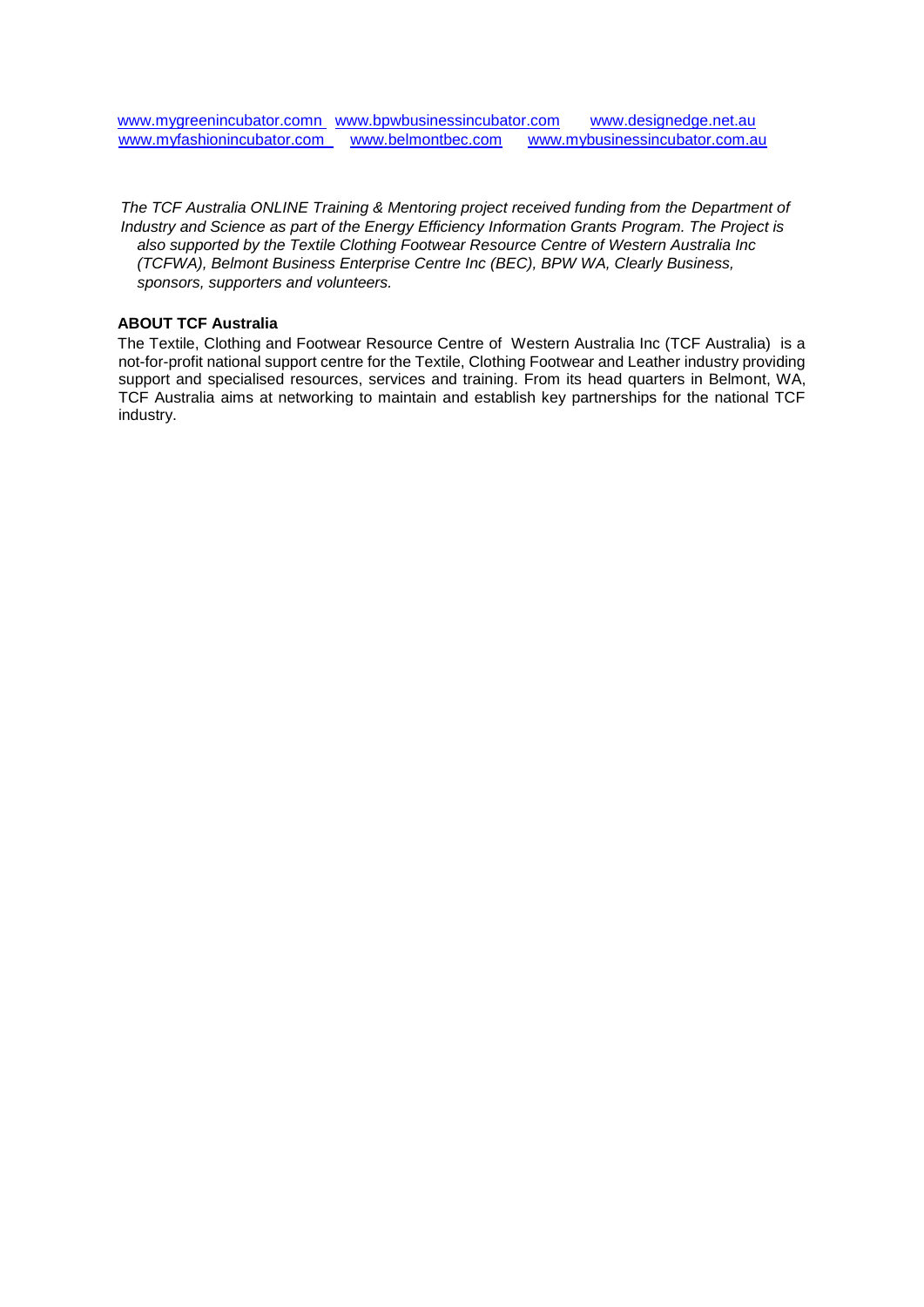www.mygreenincubator.comn www.bpwbusinessincubator.com www.designedge.net.au
www.myfashionincubator.com www.belmontbec.com www.mybusinessincubator.com.au

*The TCF Australia ONLINE Training & Mentoring project received funding from the Department of Industry and Science as part of the Energy Efficiency Information Grants Program. The Project is also supported by the Textile Clothing Footwear Resource Centre of Western Australia Inc (TCFWA), Belmont Business Enterprise Centre Inc (BEC), BPW WA, Clearly Business, sponsors, supporters and volunteers.*

**ABOUT TCF Australia**

The Textile, Clothing and Footwear Resource Centre of Western Australia Inc (TCF Australia) is a not-for-profit national support centre for the Textile, Clothing Footwear and Leather industry providing support and specialised resources, services and training. From its head quarters in Belmont, WA, TCF Australia aims at networking to maintain and establish key partnerships for the national TCF industry.